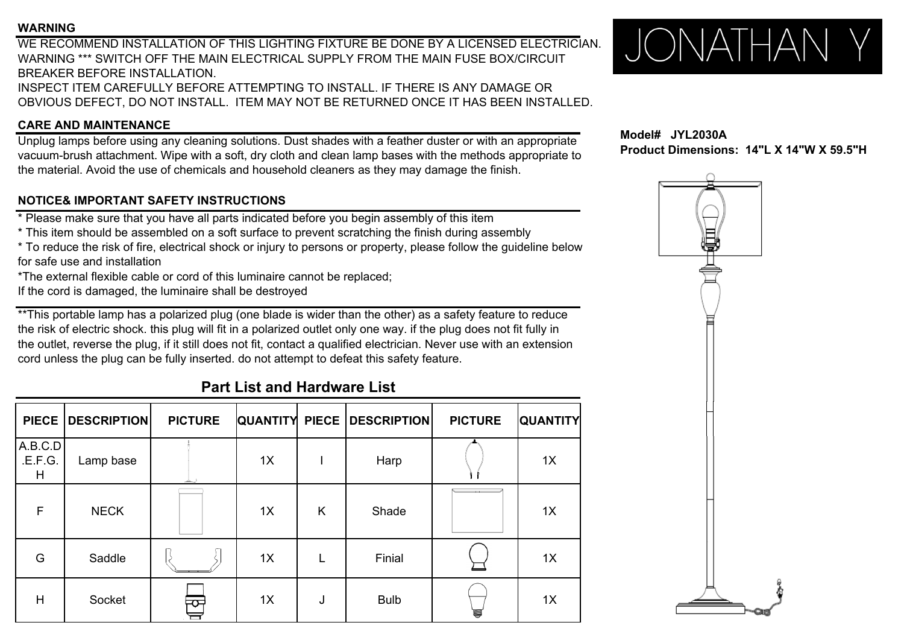JONATHAN Y

**Model# JYL2030A**
**Product Dimensions: 14"L X 14"W X 59.5"H**

## WARNING

WE RECOMMEND INSTALLATION OF THIS LIGHTING FIXTURE BE DONE BY A LICENSED ELECTRICIAN.
WARNING *** SWITCH OFF THE MAIN ELECTRICAL SUPPLY FROM THE MAIN FUSE BOX/CIRCUIT BREAKER BEFORE INSTALLATION.
INSPECT ITEM CAREFULLY BEFORE ATTEMPTING TO INSTALL. IF THERE IS ANY DAMAGE OR OBVIOUS DEFECT, DO NOT INSTALL. ITEM MAY NOT BE RETURNED ONCE IT HAS BEEN INSTALLED.

## CARE AND MAINTENANCE

Unplug lamps before using any cleaning solutions. Dust shades with a feather duster or with an appropriate vacuum-brush attachment. Wipe with a soft, dry cloth and clean lamp bases with the methods appropriate to the material. Avoid the use of chemicals and household cleaners as they may damage the finish.

## NOTICE& IMPORTANT SAFETY INSTRUCTIONS

* Please make sure that you have all parts indicated before you begin assembly of this item
* This item should be assembled on a soft surface to prevent scratching the finish during assembly
* To reduce the risk of fire, electrical shock or injury to persons or property, please follow the guideline below for safe use and installation
*The external flexible cable or cord of this luminaire cannot be replaced;
If the cord is damaged, the luminaire shall be destroyed

**This portable lamp has a polarized plug (one blade is wider than the other) as a safety feature to reduce the risk of electric shock. this plug will fit in a polarized outlet only one way. if the plug does not fit fully in the outlet, reverse the plug, if it still does not fit, contact a qualified electrician. Never use with an extension cord unless the plug can be fully inserted. do not attempt to defeat this safety feature.

## Part List and Hardware List

| PIECE | DESCRIPTION | PICTURE | QUANTITY | PIECE | DESCRIPTION | PICTURE | QUANTITY |
|---|---|---|---|---|---|---|---|
| A.B.C.D.E.F.G.H | Lamp base | | 1X | I | Harp | | 1X |
| F | NECK | | 1X | K | Shade | | 1X |
| G | Saddle | | 1X | L | Finial | | 1X |
| H | Socket | | 1X | J | Bulb | | 1X |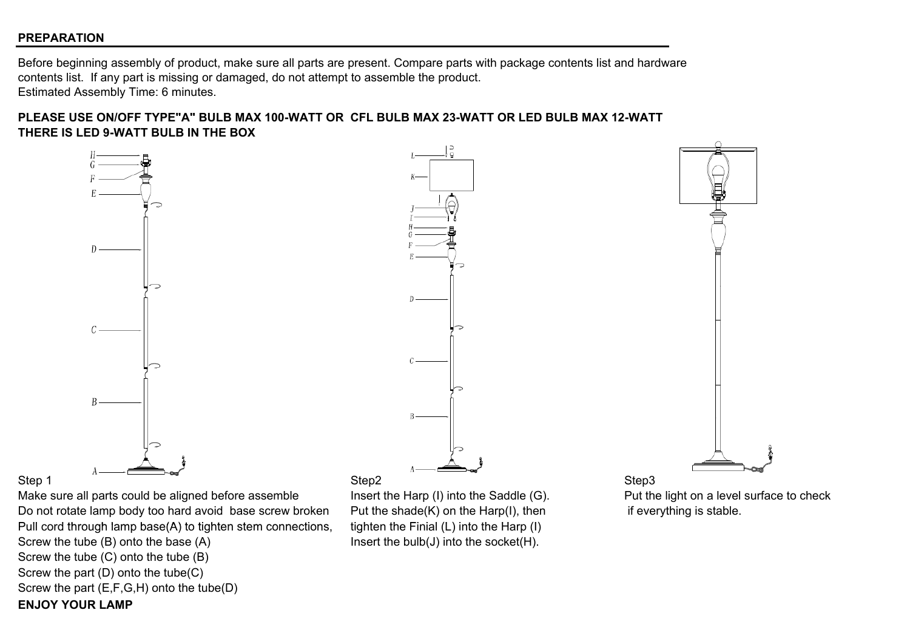**PREPARATION**

Before beginning assembly of product, make sure all parts are present. Compare parts with package contents list and hardware contents list. If any part is missing or damaged, do not attempt to assemble the product.
Estimated Assembly Time: 6 minutes.

**PLEASE USE ON/OFF TYPE"A" BULB MAX 100-WATT OR CFL BULB MAX 23-WATT OR LED BULB MAX 12-WATT**
**THERE IS LED 9-WATT BULB IN THE BOX**

H
G
F
E
D
C
B
A

Step 1

Make sure all parts could be aligned before assemble
Do not rotate lamp body too hard avoid base screw broken
Pull cord through lamp base(A) to tighten stem connections,
Screw the tube (B) onto the base (A)
Screw the tube (C) onto the tube (B)
Screw the part (D) onto the tube(C)
Screw the part (E,F,G,H) onto the tube(D)

**ENJOY YOUR LAMP**

L
K
J
I
H
G
F
E
D
C
B
A

Step2

Insert the Harp (I) into the Saddle (G).
Put the shade(K) on the Harp(I), then
tighten the Finial (L) into the Harp (I)
Insert the bulb(J) into the socket(H).

Step3

Put the light on a level surface to check
if everything is stable.